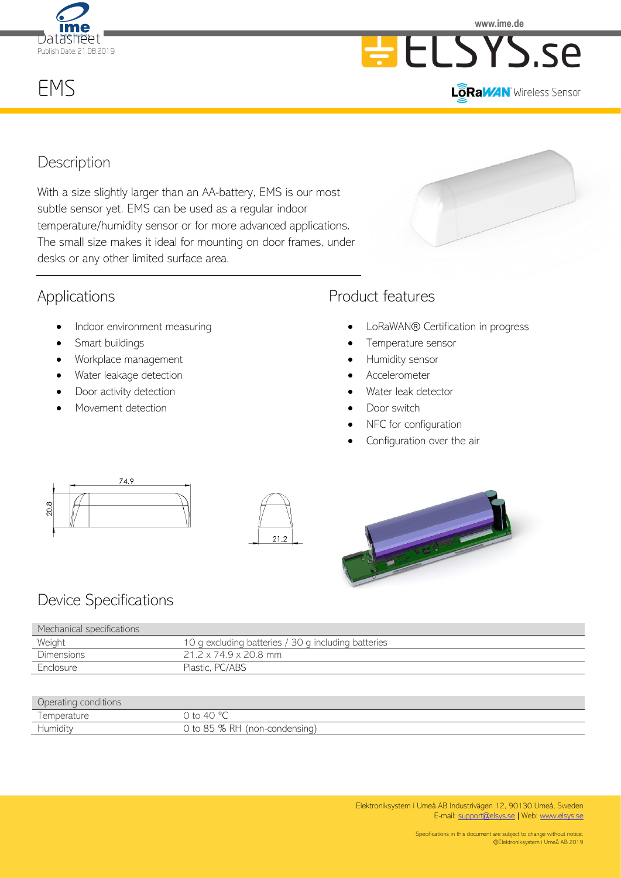Datasheet

Publish Date: 21.08.2019

www.ime.de

ELSYS.se

LoRaWAN Wireless Sensor

# EMS

## Description

With a size slightly larger than an AA-battery, EMS is our most subtle sensor yet. EMS can be used as a regular indoor temperature/humidity sensor or for more advanced applications. The small size makes it ideal for mounting on door frames, under desks or any other limited surface area.

## Applications

- Indoor environment measuring
- Smart buildings
- Workplace management
- Water leakage detection
- Door activity detection
- Movement detection

## Product features

- LoRaWAN® Certification in progress
- Temperature sensor
- Humidity sensor
- Accelerometer
- Water leak detector
- Door switch
- NFC for configuration
- Configuration over the air

74.9

20.8

21.2

## Device Specifications

| Mechanical specifications | |
|---|---|
| Weight | 10 g excluding batteries / 30 g including batteries |
| Dimensions | 21.2 x 74.9 x 20.8 mm |
| Enclosure | Plastic, PC/ABS |

| Operating conditions | |
|---|---|
| Temperature | 0 to 40 °C |
| Humidity | 0 to 85 % RH (non-condensing) |

Elektroniksystem i Umeå AB Industrivägen 12, 90130 Umeå, Sweden
E-mail: support@elsys.se | Web: www.elsys.se

Specifications in this document are subject to change without notice.
©Elektroniksystem i Umeå AB 2019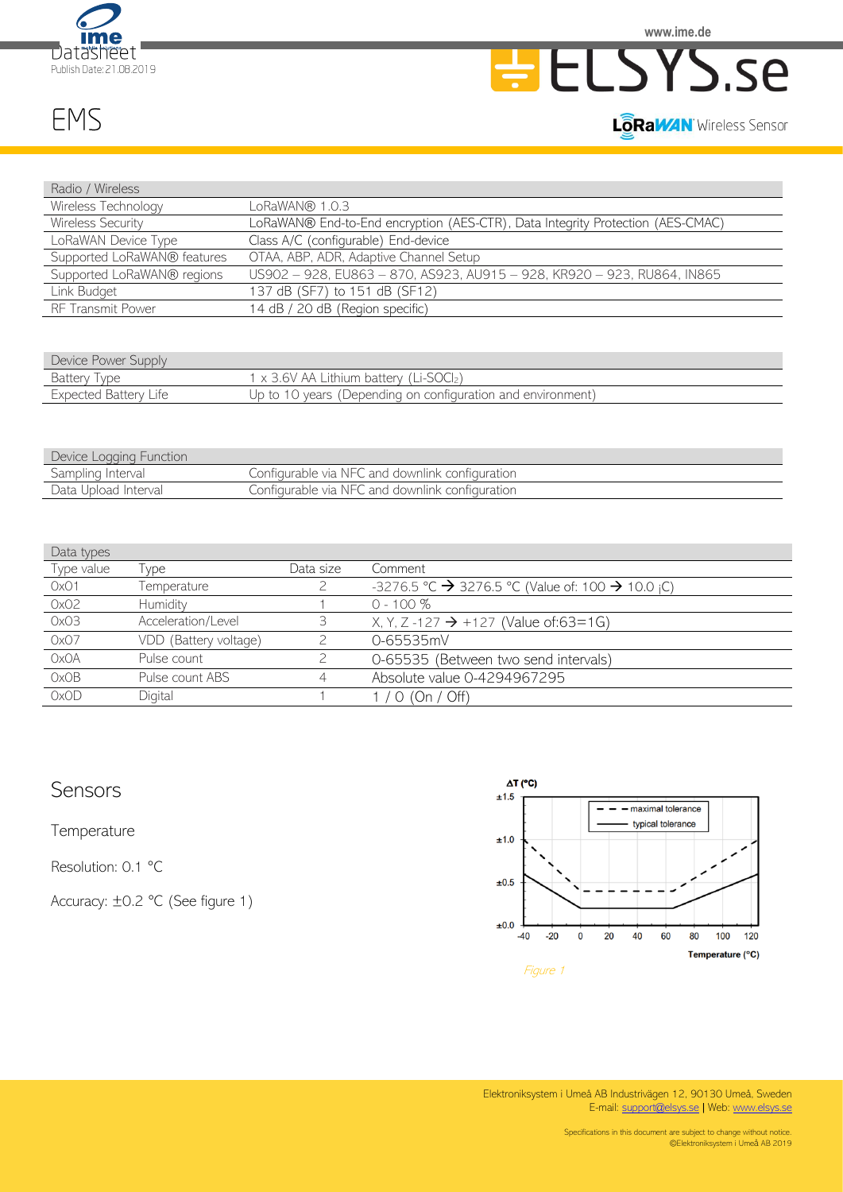# EMS

| Radio / Wireless | |
|---|---|
| Wireless Technology | LoRaWAN® 1.0.3 |
| Wireless Security | LoRaWAN® End-to-End encryption (AES-CTR), Data Integrity Protection (AES-CMAC) |
| LoRaWAN Device Type | Class A/C (configurable) End-device |
| Supported LoRaWAN® features | OTAA, ABP, ADR, Adaptive Channel Setup |
| Supported LoRaWAN® regions | US902 – 928, EU863 – 870, AS923, AU915 – 928, KR920 – 923, RU864, IN865 |
| Link Budget | 137 dB (SF7) to 151 dB (SF12) |
| RF Transmit Power | 14 dB / 20 dB (Region specific) |

| Device Power Supply | |
|---|---|
| Battery Type | 1 x 3.6V AA Lithium battery (Li-$SOCl_2$) |
| Expected Battery Life | Up to 10 years (Depending on configuration and environment) |

| Device Logging Function | |
|---|---|
| Sampling Interval | Configurable via NFC and downlink configuration |
| Data Upload Interval | Configurable via NFC and downlink configuration |

| Data types | | | |
|---|---|---|---|
| Type value | Type | Data size | Comment |
| 0x01 | Temperature | 2 | -3276.5 °C → 3276.5 °C (Value of: 100 → 10.0 ¡C) |
| 0x02 | Humidity | 1 | 0 - 100 % |
| 0x03 | Acceleration/Level | 3 | X, Y, Z -127 → +127 (Value of:63=1G) |
| 0x07 | VDD (Battery voltage) | 2 | 0-65535mV |
| 0x0A | Pulse count | 2 | 0-65535 (Between two send intervals) |
| 0x0B | Pulse count ABS | 4 | Absolute value 0-4294967295 |
| 0x0D | Digital | 1 | 1 / 0 (On / Off) |

## Sensors

### Temperature

Resolution: 0.1 °C

Accuracy: ±0.2 °C (See figure 1)

*Figure 1*

Elektroniksystem i Umeå AB Industrivägen 12, 90130 Umeå, Sweden
E-mail: support@elsys.se | Web: www.elsys.se

Specifications in this document are subject to change without notice.
©Elektroniksystem i Umeå AB 2019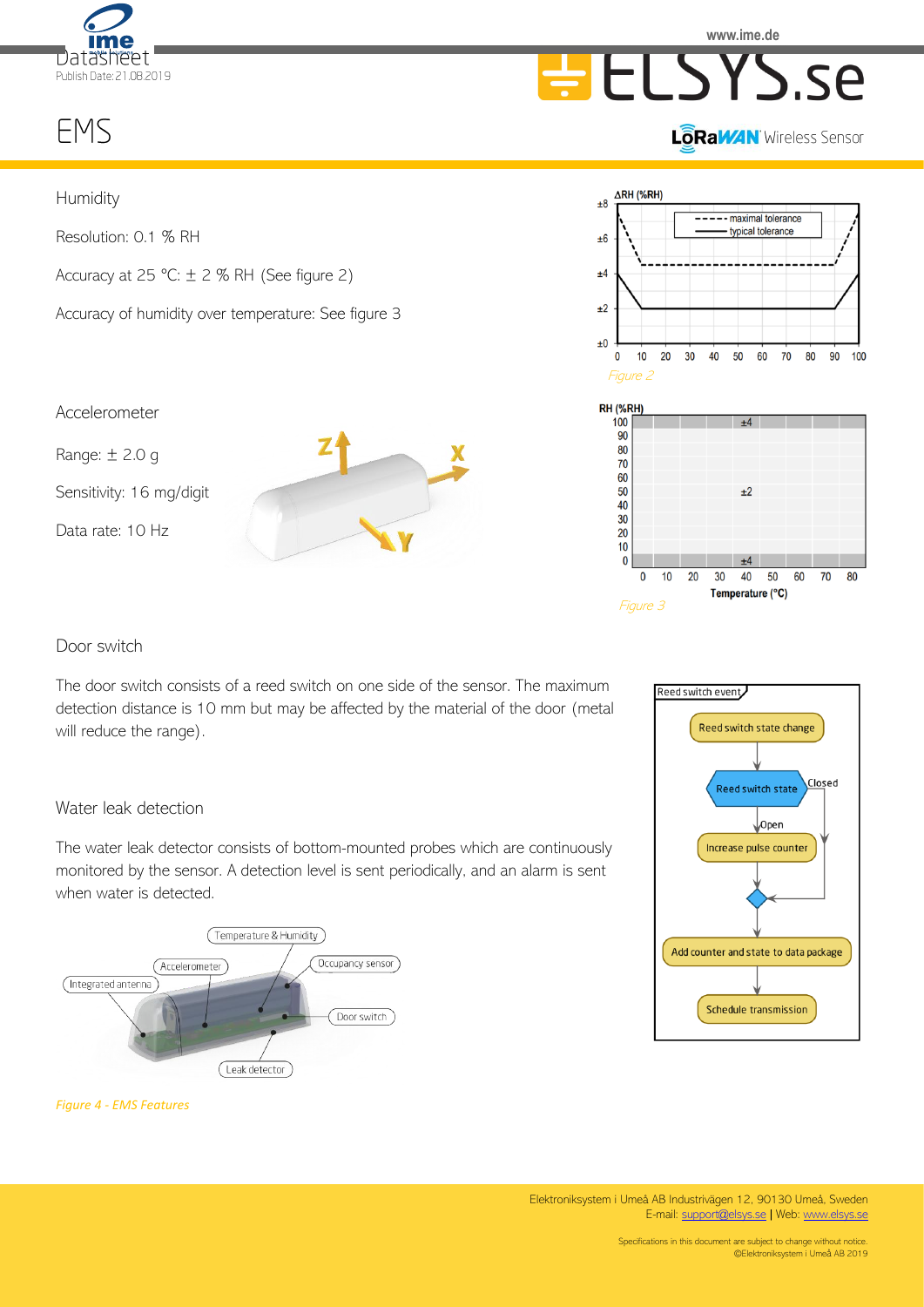# EMS

## Humidity

Resolution: 0.1 % RH

Accuracy at 25 °C: ± 2 % RH (See figure 2)

Accuracy of humidity over temperature: See figure 3

ΔRH (%RH)

±8
±6
±4
±2
±0

maximal tolerance
typical tolerance

0 10 20 30 40 50 60 70 80 90 100

*Figure 2*

RH (%RH)

100 90 80 70 60 50 40 30 20 10 0

±4
±2
±4

0 10 20 30 40 50 60 70 80

Temperature (°C)

*Figure 3*

## Accelerometer

Range: ± 2.0 g

Sensitivity: 16 mg/digit

Data rate: 10 Hz

Z X Y

## Door switch

The door switch consists of a reed switch on one side of the sensor. The maximum detection distance is 10 mm but may be affected by the material of the door (metal will reduce the range).

Reed switch event

Reed switch state change

Reed switch state

Closed

Open

Increase pulse counter

Add counter and state to data package

Schedule transmission

## Water leak detection

The water leak detector consists of bottom-mounted probes which are continuously monitored by the sensor. A detection level is sent periodically, and an alarm is sent when water is detected.

Temperature & Humidity
Accelerometer
Occupancy sensor
Integrated antenna
Door switch
Leak detector

*Figure 4 - EMS Features*

Elektroniksystem i Umeå AB Industrivägen 12, 90130 Umeå, Sweden
E-mail: support@elsys.se | Web: www.elsys.se

Specifications in this document are subject to change without notice.
©Elektroniksystem i Umeå AB 2019